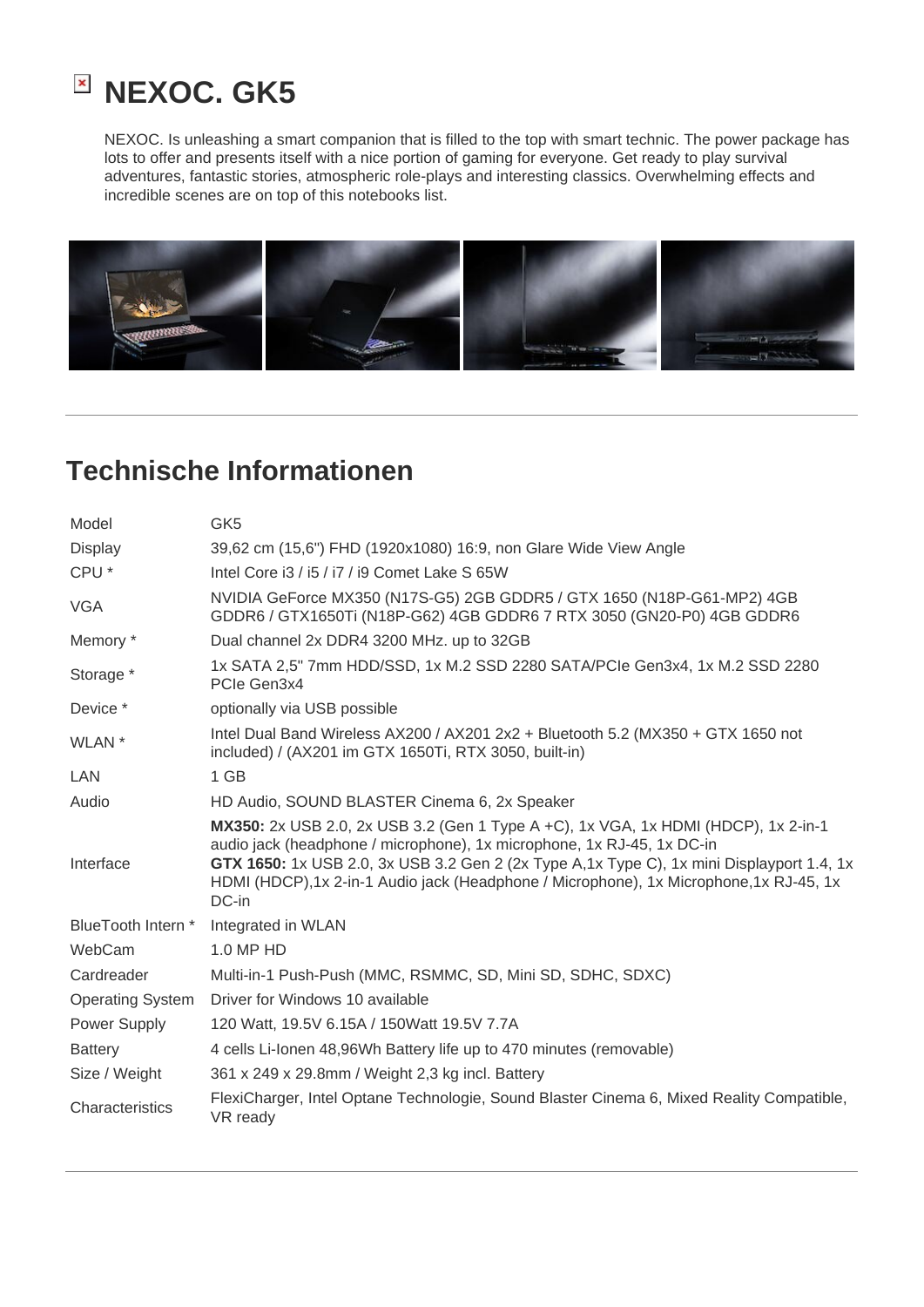# NEXOC. GK5

NEXOC. Is unleashing a smart companion that is filled to the top with smart technic. The power package has lots to offer and presents itself with a nice portion of gaming for everyone. Get ready to play survival adventures, fantastic stories, atmospheric role-plays and interesting classics. Overwhelming effects and incredible scenes are on top of this notebooks list.

---

## Technische Informationen

| | |
|---|---|
| Model | GK5 |
| Display | 39,62 cm (15,6") FHD (1920x1080) 16:9, non Glare Wide View Angle |
| CPU * | Intel Core i3 / i5 / i7 / i9 Comet Lake S 65W |
| VGA | NVIDIA GeForce MX350 (N17S-G5) 2GB GDDR5 / GTX 1650 (N18P-G61-MP2) 4GB GDDR6 / GTX1650Ti (N18P-G62) 4GB GDDR6 7 RTX 3050 (GN20-P0) 4GB GDDR6 |
| Memory * | Dual channel 2x DDR4 3200 MHz. up to 32GB |
| Storage * | 1x SATA 2,5" 7mm HDD/SSD, 1x M.2 SSD 2280 SATA/PCIe Gen3x4, 1x M.2 SSD 2280 PCIe Gen3x4 |
| Device * | optionally via USB possible |
| WLAN * | Intel Dual Band Wireless AX200 / AX201 2x2 + Bluetooth 5.2 (MX350 + GTX 1650 not included) / (AX201 im GTX 1650Ti, RTX 3050, built-in) |
| LAN | 1 GB |
| Audio | HD Audio, SOUND BLASTER Cinema 6, 2x Speaker |
| Interface | **MX350:** 2x USB 2.0, 2x USB 3.2 (Gen 1 Type A +C), 1x VGA, 1x HDMI (HDCP), 1x 2-in-1 audio jack (headphone / microphone), 1x microphone, 1x RJ-45, 1x DC-in<br>**GTX 1650:** 1x USB 2.0, 3x USB 3.2 Gen 2 (2x Type A,1x Type C), 1x mini Displayport 1.4, 1x HDMI (HDCP),1x 2-in-1 Audio jack (Headphone / Microphone), 1x Microphone,1x RJ-45, 1x DC-in |
| BlueTooth Intern * | Integrated in WLAN |
| WebCam | 1.0 MP HD |
| Cardreader | Multi-in-1 Push-Push (MMC, RSMMC, SD, Mini SD, SDHC, SDXC) |
| Operating System | Driver for Windows 10 available |
| Power Supply | 120 Watt, 19.5V 6.15A / 150Watt 19.5V 7.7A |
| Battery | 4 cells Li-Ionen 48,96Wh Battery life up to 470 minutes (removable) |
| Size / Weight | 361 x 249 x 29.8mm / Weight 2,3 kg incl. Battery |
| Characteristics | FlexiCharger, Intel Optane Technologie, Sound Blaster Cinema 6, Mixed Reality Compatible, VR ready |

---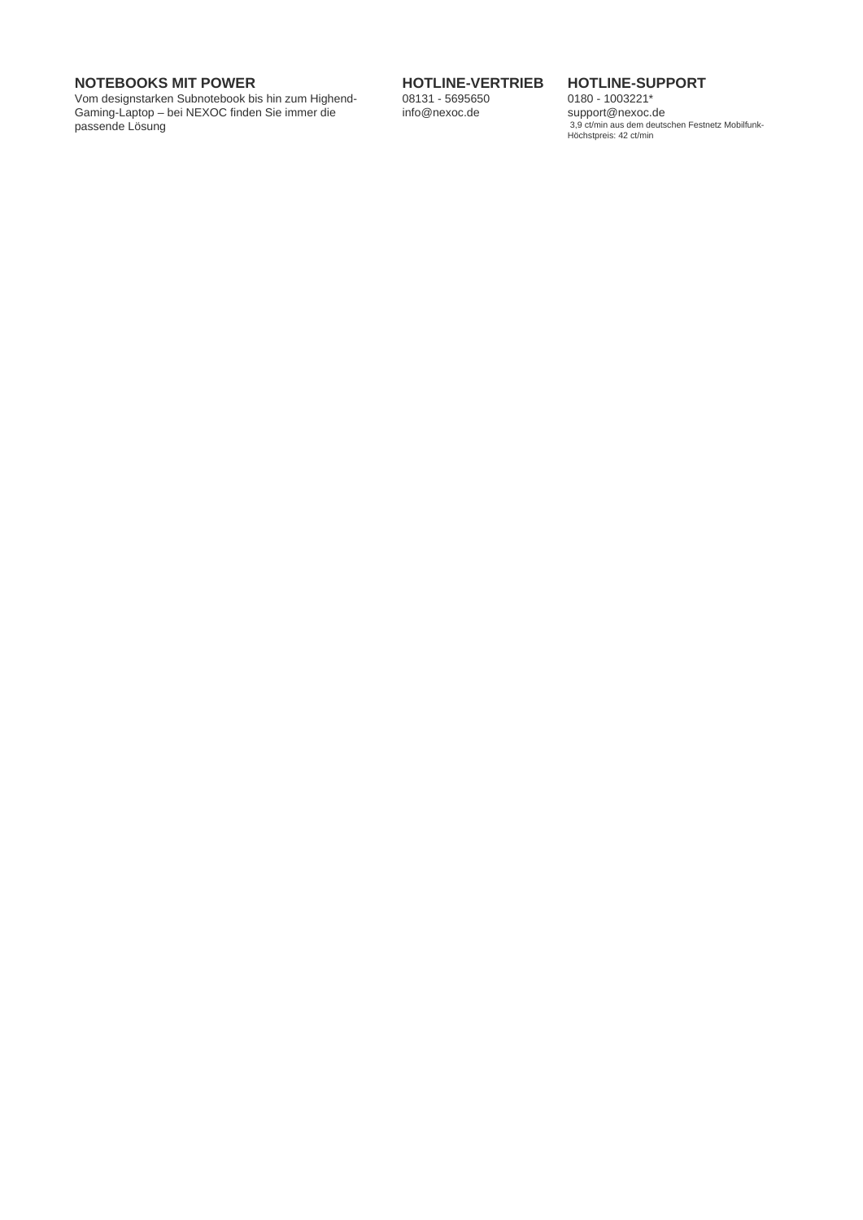**NOTEBOOKS MIT POWER**
Vom designstarken Subnotebook bis hin zum Highend-Gaming-Laptop – bei NEXOC finden Sie immer die passende Lösung

**HOTLINE-VERTRIEB**
08131 - 5695650
info@nexoc.de

**HOTLINE-SUPPORT**
0180 - 1003221*
support@nexoc.de
3,9 ct/min aus dem deutschen Festnetz Mobilfunk-Höchstpreis: 42 ct/min